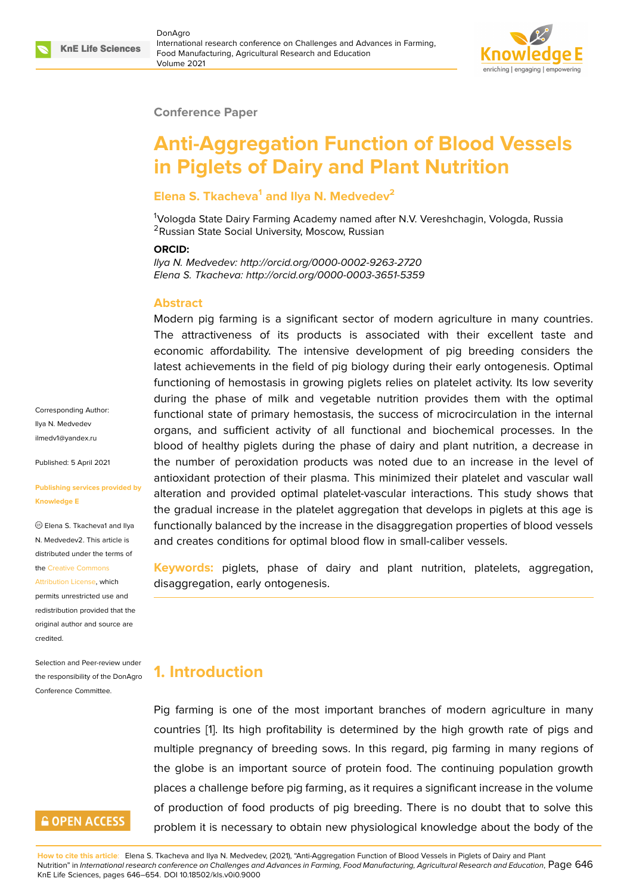Conference Paper

# Anti-Aggregation Function of Blood Vessels in Piglets of Dairy and Plant Nutrition

**Elena S. Tkacheva[1] and Ilya N. Medvedev[2]**

[1]Vologda State Dairy Farming Academy named after N.V. Vereshchagin, Vologda, Russia
[2]Russian State Social University, Moscow, Russian

**ORCID:**
*Ilya N. Medvedev: http://orcid.org/0000-0002-9263-2720*
*Elena S. Tkacheva: http://orcid.org/0000-0003-3651-5359*

Corresponding Author:
Ilya N. Medvedev
ilmedv1@yandex.ru

Published: 5 April 2021

**Publishing services provided by Knowledge E**

© Elena S. Tkacheva1 and Ilya N. Medvedev2. This article is distributed under the terms of the Creative Commons Attribution License, which permits unrestricted use and redistribution provided that the original author and source are credited.

Selection and Peer-review under the responsibility of the DonAgro Conference Committee.

## Abstract

Modern pig farming is a significant sector of modern agriculture in many countries. The attractiveness of its products is associated with their excellent taste and economic affordability. The intensive development of pig breeding considers the latest achievements in the field of pig biology during their early ontogenesis. Optimal functioning of hemostasis in growing piglets relies on platelet activity. Its low severity during the phase of milk and vegetable nutrition provides them with the optimal functional state of primary hemostasis, the success of microcirculation in the internal organs, and sufficient activity of all functional and biochemical processes. In the blood of healthy piglets during the phase of dairy and plant nutrition, a decrease in the number of peroxidation products was noted due to an increase in the level of antioxidant protection of their plasma. This minimized their platelet and vascular wall alteration and provided optimal platelet-vascular interactions. This study shows that the gradual increase in the platelet aggregation that develops in piglets at this age is functionally balanced by the increase in the disaggregation properties of blood vessels and creates conditions for optimal blood flow in small-caliber vessels.

**Keywords:** piglets, phase of dairy and plant nutrition, platelets, aggregation, disaggregation, early ontogenesis.

## 1. Introduction

Pig farming is one of the most important branches of modern agriculture in many countries [1]. Its high profitability is determined by the high growth rate of pigs and multiple pregnancy of breeding sows. In this regard, pig farming in many regions of the globe is an important source of protein food. The continuing population growth places a challenge before pig farming, as it requires a significant increase in the volume of production of food products of pig breeding. There is no doubt that to solve this problem it is necessary to obtain new physiological knowledge about the body of the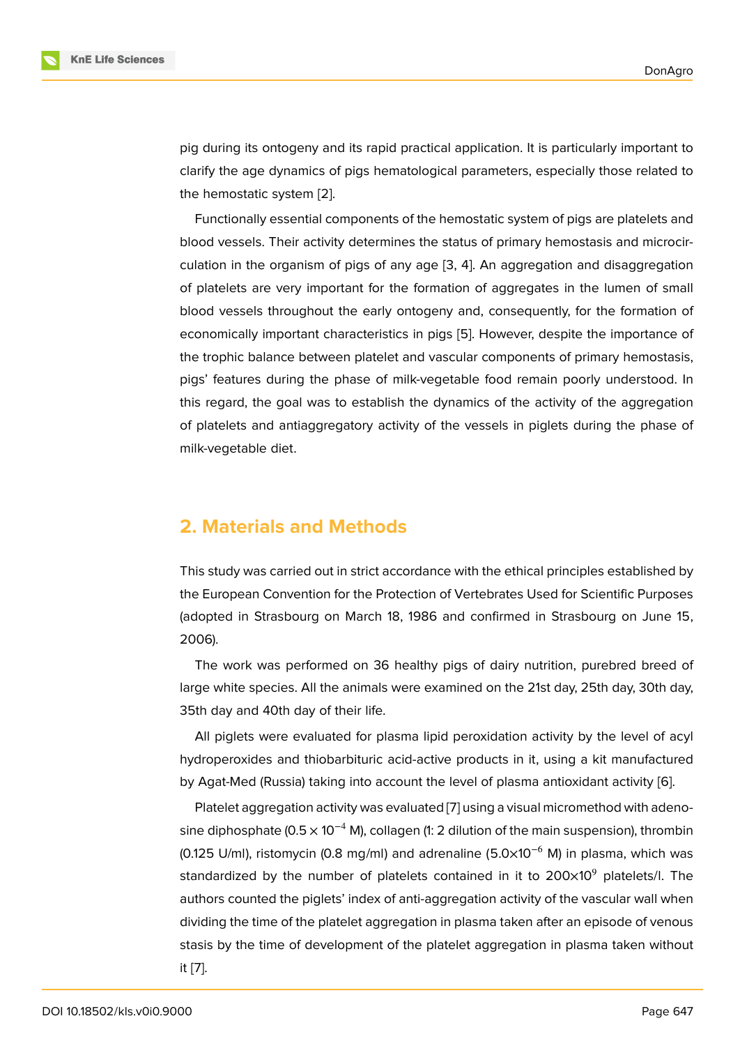pig during its ontogeny and its rapid practical application. It is particularly important to clarify the age dynamics of pigs hematological parameters, especially those related to the hemostatic system [2].

Functionally essential components of the hemostatic system of pigs are platelets and blood vessels. Their activity determines the status of primary hemostasis and microcirculation in the organism of pigs of any age [3, 4]. An aggregation and disaggregation of platelets are very important for the formation of aggregates in the lumen of small blood vessels throughout the early ontogeny and, consequently, for the formation of economically important characteristics in pigs [5]. However, despite the importance of the trophic balance between platelet and vascular components of primary hemostasis, pigs' features during the phase of milk-vegetable food remain poorly understood. In this regard, the goal was to establish the dynamics of the activity of the aggregation of platelets and antiaggregatory activity of the vessels in piglets during the phase of milk-vegetable diet.

## 2. Materials and Methods

This study was carried out in strict accordance with the ethical principles established by the European Convention for the Protection of Vertebrates Used for Scientific Purposes (adopted in Strasbourg on March 18, 1986 and confirmed in Strasbourg on June 15, 2006).

The work was performed on 36 healthy pigs of dairy nutrition, purebred breed of large white species. All the animals were examined on the 21st day, 25th day, 30th day, 35th day and 40th day of their life.

All piglets were evaluated for plasma lipid peroxidation activity by the level of acyl hydroperoxides and thiobarbituric acid-active products in it, using a kit manufactured by Agat-Med (Russia) taking into account the level of plasma antioxidant activity [6].

Platelet aggregation activity was evaluated [7] using a visual micromethod with adenosine diphosphate ($0.5 \times 10^{-4}$ M), collagen (1: 2 dilution of the main suspension), thrombin (0.125 U/ml), ristomycin (0.8 mg/ml) and adrenaline ($5.0 \times 10^{-6}$ M) in plasma, which was standardized by the number of platelets contained in it to $200 \times 10^{9}$ platelets/l. The authors counted the piglets' index of anti-aggregation activity of the vascular wall when dividing the time of the platelet aggregation in plasma taken after an episode of venous stasis by the time of development of the platelet aggregation in plasma taken without it [7].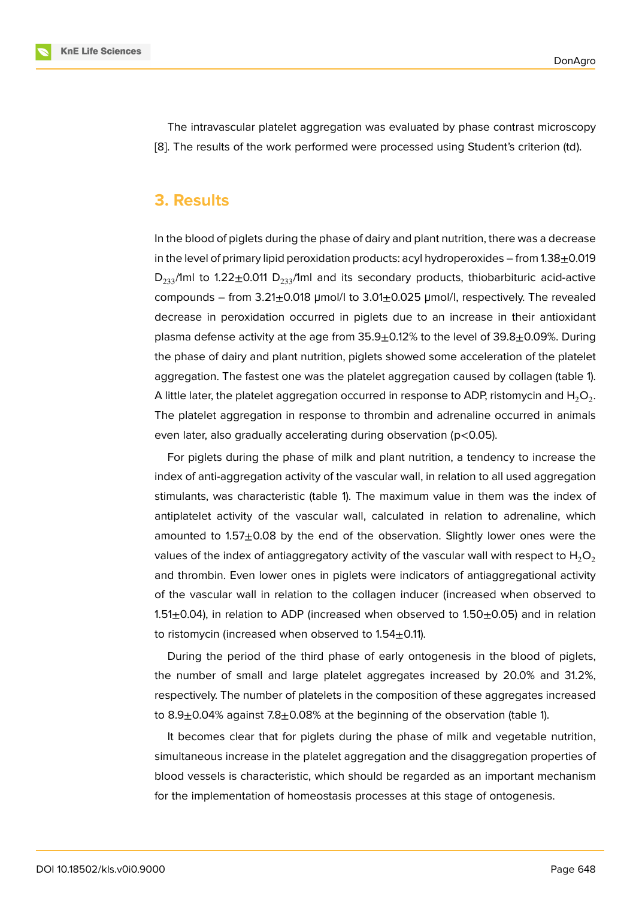The intravascular platelet aggregation was evaluated by phase contrast microscopy [8]. The results of the work performed were processed using Student's criterion (td).

## 3. Results

In the blood of piglets during the phase of dairy and plant nutrition, there was a decrease in the level of primary lipid peroxidation products: acyl hydroperoxides – from 1.38±0.019 $D_{233}$/1ml to 1.22±0.011 $D_{233}$/1ml and its secondary products, thiobarbituric acid-active compounds – from 3.21±0.018 μmol/l to 3.01±0.025 μmol/l, respectively. The revealed decrease in peroxidation occurred in piglets due to an increase in their antioxidant plasma defense activity at the age from 35.9±0.12% to the level of 39.8±0.09%. During the phase of dairy and plant nutrition, piglets showed some acceleration of the platelet aggregation. The fastest one was the platelet aggregation caused by collagen (table 1). A little later, the platelet aggregation occurred in response to ADP, ristomycin and $H_2O_2$. The platelet aggregation in response to thrombin and adrenaline occurred in animals even later, also gradually accelerating during observation ($p<0.05$).

For piglets during the phase of milk and plant nutrition, a tendency to increase the index of anti-aggregation activity of the vascular wall, in relation to all used aggregation stimulants, was characteristic (table 1). The maximum value in them was the index of antiplatelet activity of the vascular wall, calculated in relation to adrenaline, which amounted to 1.57±0.08 by the end of the observation. Slightly lower ones were the values of the index of antiaggregatory activity of the vascular wall with respect to $H_2O_2$ and thrombin. Even lower ones in piglets were indicators of antiaggregational activity of the vascular wall in relation to the collagen inducer (increased when observed to 1.51±0.04), in relation to ADP (increased when observed to 1.50±0.05) and in relation to ristomycin (increased when observed to 1.54±0.11).

During the period of the third phase of early ontogenesis in the blood of piglets, the number of small and large platelet aggregates increased by 20.0% and 31.2%, respectively. The number of platelets in the composition of these aggregates increased to 8.9±0.04% against 7.8±0.08% at the beginning of the observation (table 1).

It becomes clear that for piglets during the phase of milk and vegetable nutrition, simultaneous increase in the platelet aggregation and the disaggregation properties of blood vessels is characteristic, which should be regarded as an important mechanism for the implementation of homeostasis processes at this stage of ontogenesis.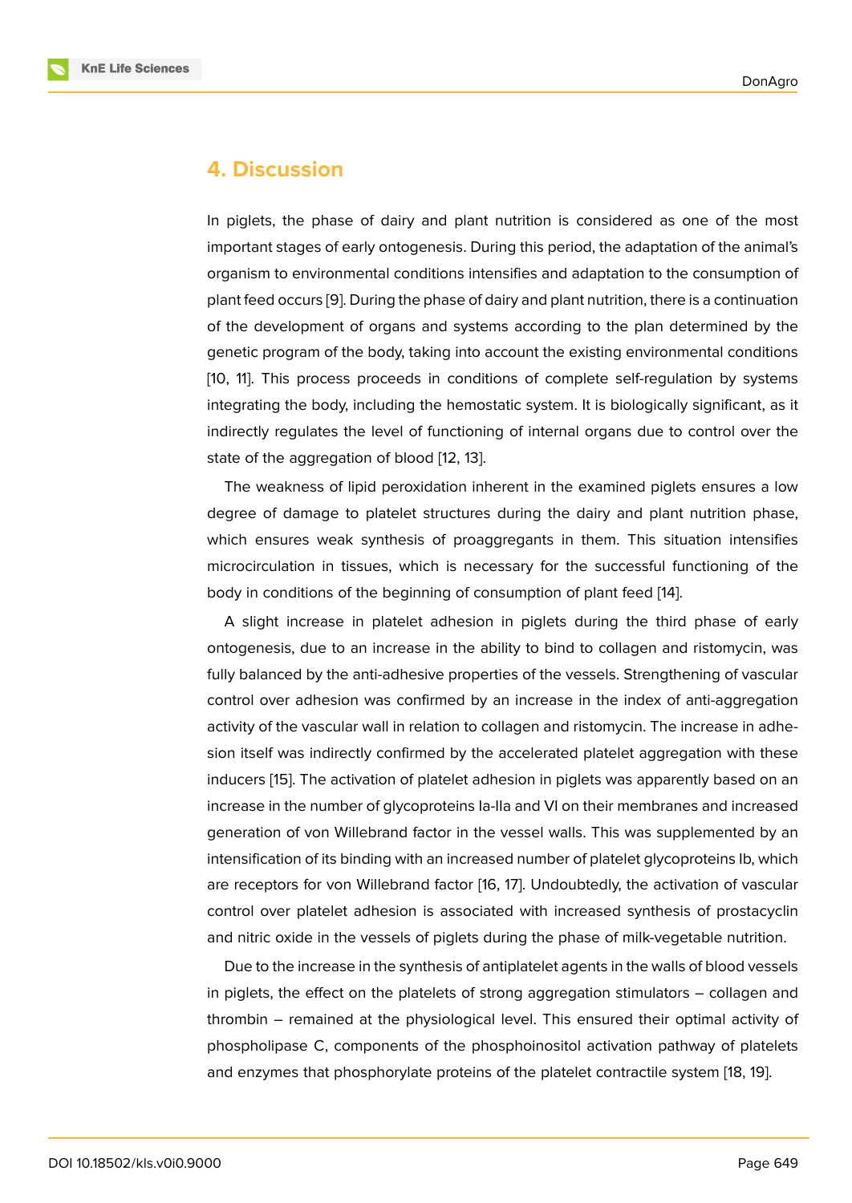## 4. Discussion

In piglets, the phase of dairy and plant nutrition is considered as one of the most important stages of early ontogenesis. During this period, the adaptation of the animal's organism to environmental conditions intensifies and adaptation to the consumption of plant feed occurs [9]. During the phase of dairy and plant nutrition, there is a continuation of the development of organs and systems according to the plan determined by the genetic program of the body, taking into account the existing environmental conditions [10, 11]. This process proceeds in conditions of complete self-regulation by systems integrating the body, including the hemostatic system. It is biologically significant, as it indirectly regulates the level of functioning of internal organs due to control over the state of the aggregation of blood [12, 13].

The weakness of lipid peroxidation inherent in the examined piglets ensures a low degree of damage to platelet structures during the dairy and plant nutrition phase, which ensures weak synthesis of proaggregants in them. This situation intensifies microcirculation in tissues, which is necessary for the successful functioning of the body in conditions of the beginning of consumption of plant feed [14].

A slight increase in platelet adhesion in piglets during the third phase of early ontogenesis, due to an increase in the ability to bind to collagen and ristomycin, was fully balanced by the anti-adhesive properties of the vessels. Strengthening of vascular control over adhesion was confirmed by an increase in the index of anti-aggregation activity of the vascular wall in relation to collagen and ristomycin. The increase in adhesion itself was indirectly confirmed by the accelerated platelet aggregation with these inducers [15]. The activation of platelet adhesion in piglets was apparently based on an increase in the number of glycoproteins Ia-IIa and VI on their membranes and increased generation of von Willebrand factor in the vessel walls. This was supplemented by an intensification of its binding with an increased number of platelet glycoproteins Ib, which are receptors for von Willebrand factor [16, 17]. Undoubtedly, the activation of vascular control over platelet adhesion is associated with increased synthesis of prostacyclin and nitric oxide in the vessels of piglets during the phase of milk-vegetable nutrition.

Due to the increase in the synthesis of antiplatelet agents in the walls of blood vessels in piglets, the effect on the platelets of strong aggregation stimulators – collagen and thrombin – remained at the physiological level. This ensured their optimal activity of phospholipase C, components of the phosphoinositol activation pathway of platelets and enzymes that phosphorylate proteins of the platelet contractile system [18, 19].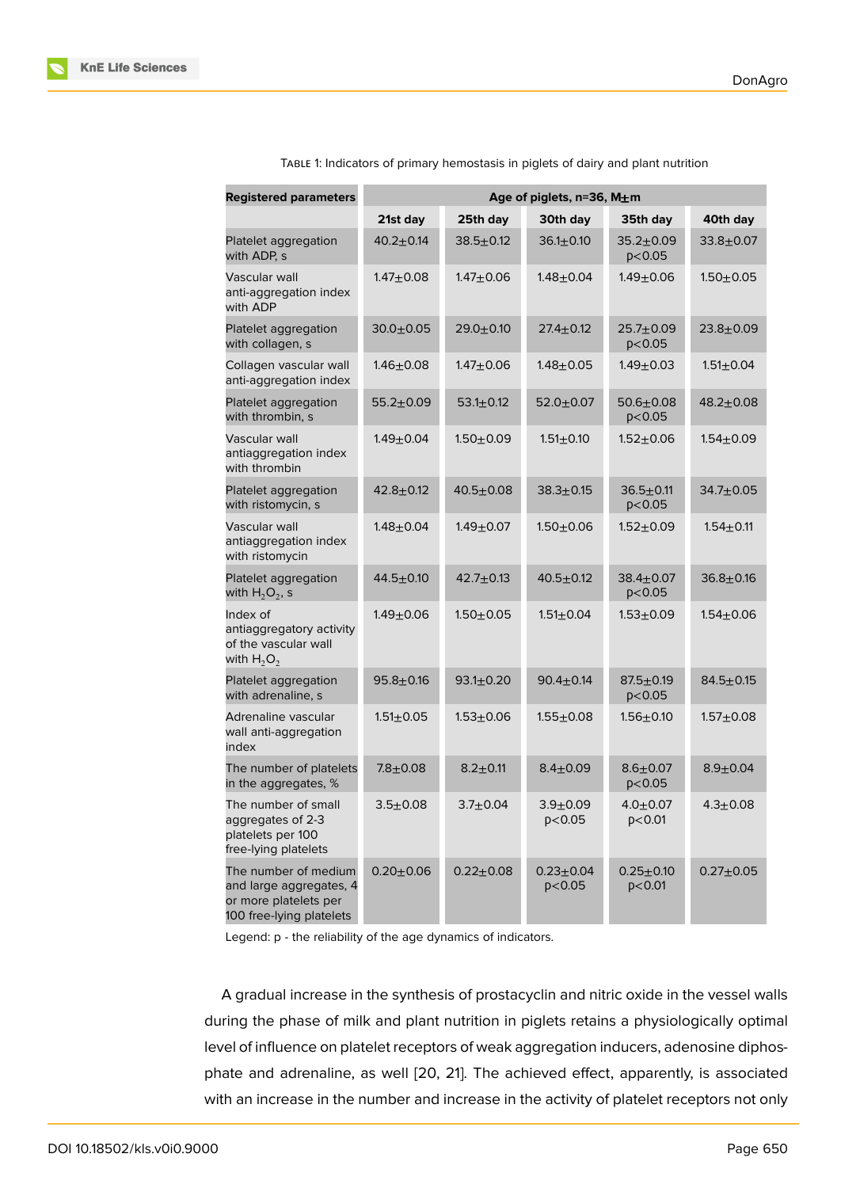Table 1: Indicators of primary hemostasis in piglets of dairy and plant nutrition

| Registered parameters | Age of piglets, n=36, M±m | | | | |
|---|---|---|---|---|---|
| | 21st day | 25th day | 30th day | 35th day | 40th day |
| Platelet aggregation with ADP, s | 40.2±0.14 | 38.5±0.12 | 36.1±0.10 | 35.2±0.09 $p<0.05$ | 33.8±0.07 |
| Vascular wall anti-aggregation index with ADP | 1.47±0.08 | 1.47±0.06 | 1.48±0.04 | 1.49±0.06 | 1.50±0.05 |
| Platelet aggregation with collagen, s | 30.0±0.05 | 29.0±0.10 | 27.4±0.12 | 25.7±0.09 $p<0.05$ | 23.8±0.09 |
| Collagen vascular wall anti-aggregation index | 1.46±0.08 | 1.47±0.06 | 1.48±0.05 | 1.49±0.03 | 1.51±0.04 |
| Platelet aggregation with thrombin, s | 55.2±0.09 | 53.1±0.12 | 52.0±0.07 | 50.6±0.08 $p<0.05$ | 48.2±0.08 |
| Vascular wall antiaggregation index with thrombin | 1.49±0.04 | 1.50±0.09 | 1.51±0.10 | 1.52±0.06 | 1.54±0.09 |
| Platelet aggregation with ristomycin, s | 42.8±0.12 | 40.5±0.08 | 38.3±0.15 | 36.5±0.11 $p<0.05$ | 34.7±0.05 |
| Vascular wall antiaggregation index with ristomycin | 1.48±0.04 | 1.49±0.07 | 1.50±0.06 | 1.52±0.09 | 1.54±0.11 |
| Platelet aggregation with $H_2O_2$, s | 44.5±0.10 | 42.7±0.13 | 40.5±0.12 | 38.4±0.07 $p<0.05$ | 36.8±0.16 |
| Index of antiaggregatory activity of the vascular wall with $H_2O_2$ | 1.49±0.06 | 1.50±0.05 | 1.51±0.04 | 1.53±0.09 | 1.54±0.06 |
| Platelet aggregation with adrenaline, s | 95.8±0.16 | 93.1±0.20 | 90.4±0.14 | 87.5±0.19 $p<0.05$ | 84.5±0.15 |
| Adrenaline vascular wall anti-aggregation index | 1.51±0.05 | 1.53±0.06 | 1.55±0.08 | 1.56±0.10 | 1.57±0.08 |
| The number of platelets in the aggregates, % | 7.8±0.08 | 8.2±0.11 | 8.4±0.09 | 8.6±0.07 $p<0.05$ | 8.9±0.04 |
| The number of small aggregates of 2-3 platelets per 100 free-lying platelets | 3.5±0.08 | 3.7±0.04 | 3.9±0.09 $p<0.05$ | 4.0±0.07 $p<0.01$ | 4.3±0.08 |
| The number of medium and large aggregates, 4 or more platelets per 100 free-lying platelets | 0.20±0.06 | 0.22±0.08 | 0.23±0.04 $p<0.05$ | 0.25±0.10 $p<0.01$ | 0.27±0.05 |

Legend: p - the reliability of the age dynamics of indicators.

A gradual increase in the synthesis of prostacyclin and nitric oxide in the vessel walls during the phase of milk and plant nutrition in piglets retains a physiologically optimal level of influence on platelet receptors of weak aggregation inducers, adenosine diphosphate and adrenaline, as well [20, 21]. The achieved effect, apparently, is associated with an increase in the number and increase in the activity of platelet receptors not only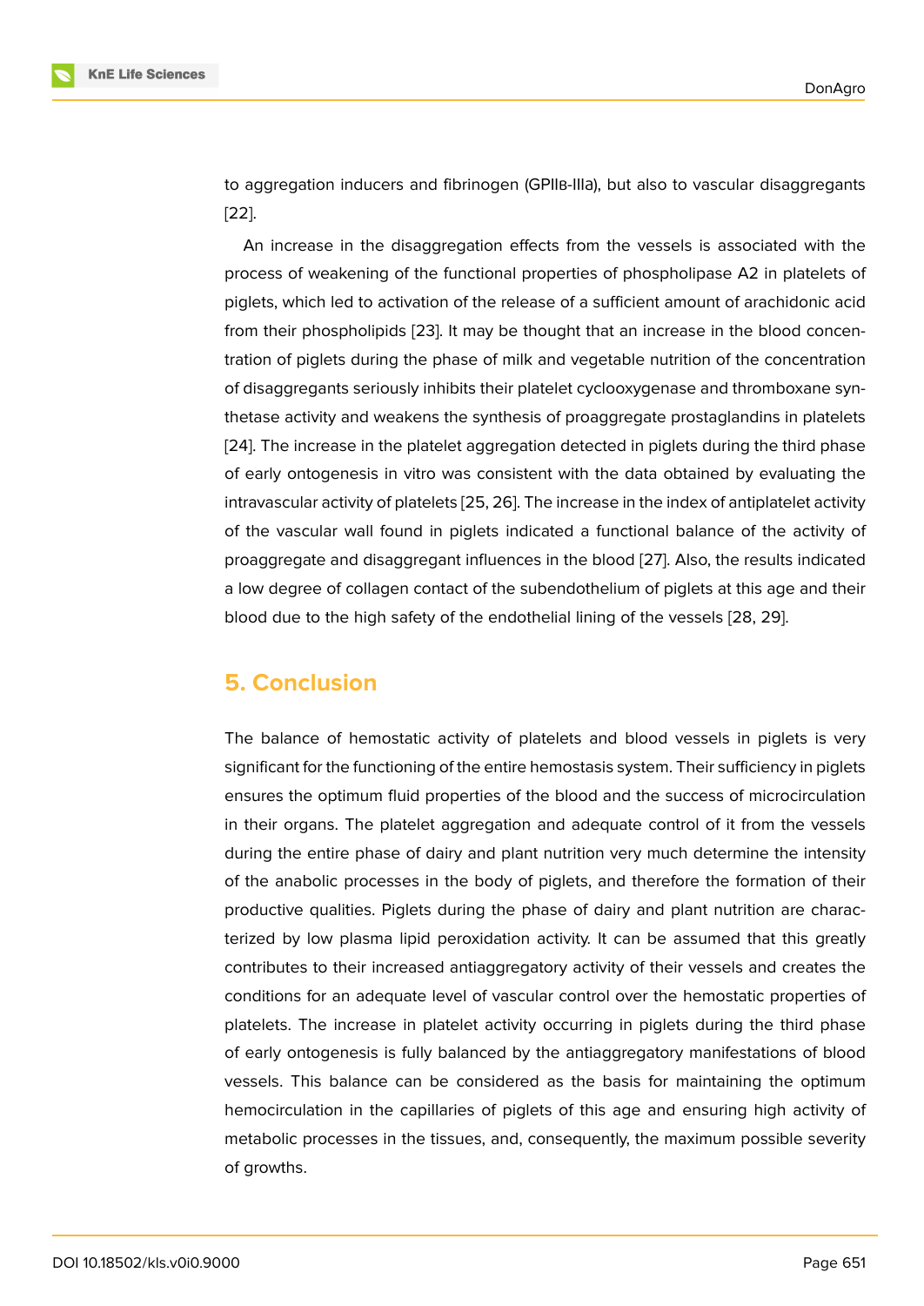to aggregation inducers and fibrinogen (GPIIв-IIIa), but also to vascular disaggregants [22].

An increase in the disaggregation effects from the vessels is associated with the process of weakening of the functional properties of phospholipase A2 in platelets of piglets, which led to activation of the release of a sufficient amount of arachidonic acid from their phospholipids [23]. It may be thought that an increase in the blood concentration of piglets during the phase of milk and vegetable nutrition of the concentration of disaggregants seriously inhibits their platelet cyclooxygenase and thromboxane synthetase activity and weakens the synthesis of proaggregate prostaglandins in platelets [24]. The increase in the platelet aggregation detected in piglets during the third phase of early ontogenesis in vitro was consistent with the data obtained by evaluating the intravascular activity of platelets [25, 26]. The increase in the index of antiplatelet activity of the vascular wall found in piglets indicated a functional balance of the activity of proaggregate and disaggregant influences in the blood [27]. Also, the results indicated a low degree of collagen contact of the subendothelium of piglets at this age and their blood due to the high safety of the endothelial lining of the vessels [28, 29].

## 5. Conclusion

The balance of hemostatic activity of platelets and blood vessels in piglets is very significant for the functioning of the entire hemostasis system. Their sufficiency in piglets ensures the optimum fluid properties of the blood and the success of microcirculation in their organs. The platelet aggregation and adequate control of it from the vessels during the entire phase of dairy and plant nutrition very much determine the intensity of the anabolic processes in the body of piglets, and therefore the formation of their productive qualities. Piglets during the phase of dairy and plant nutrition are characterized by low plasma lipid peroxidation activity. It can be assumed that this greatly contributes to their increased antiaggregatory activity of their vessels and creates the conditions for an adequate level of vascular control over the hemostatic properties of platelets. The increase in platelet activity occurring in piglets during the third phase of early ontogenesis is fully balanced by the antiaggregatory manifestations of blood vessels. This balance can be considered as the basis for maintaining the optimum hemocirculation in the capillaries of piglets of this age and ensuring high activity of metabolic processes in the tissues, and, consequently, the maximum possible severity of growths.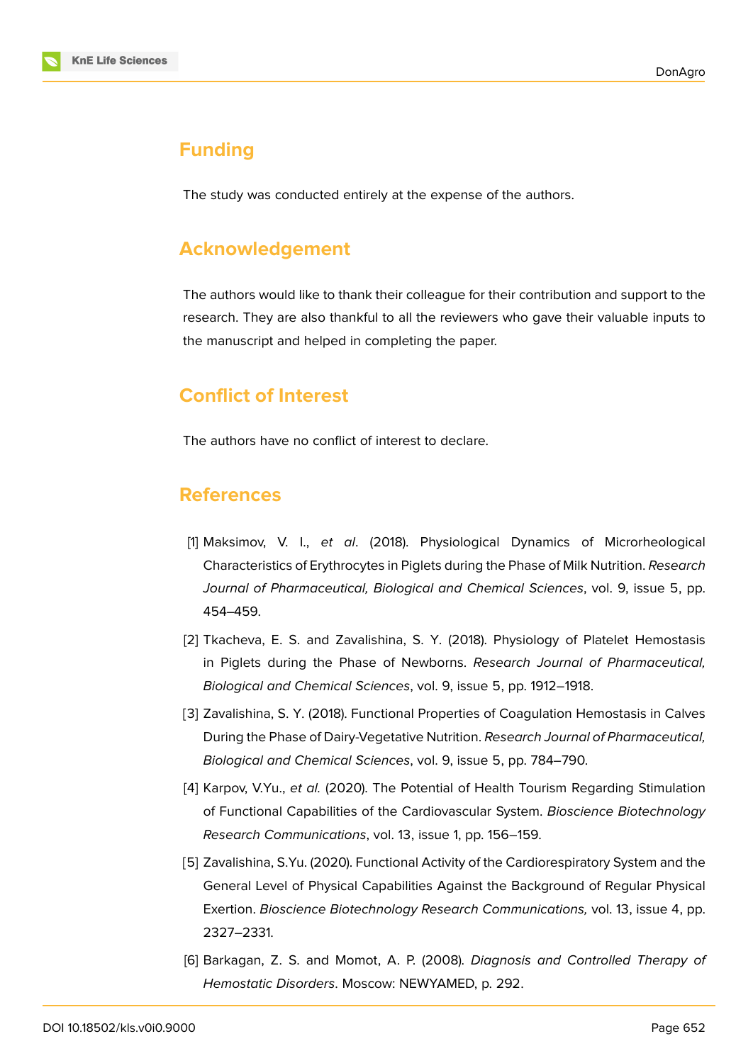## Funding

The study was conducted entirely at the expense of the authors.

## Acknowledgement

The authors would like to thank their colleague for their contribution and support to the research. They are also thankful to all the reviewers who gave their valuable inputs to the manuscript and helped in completing the paper.

## Conflict of Interest

The authors have no conflict of interest to declare.

## References

[1] Maksimov, V. I., *et al*. (2018). Physiological Dynamics of Microrheological Characteristics of Erythrocytes in Piglets during the Phase of Milk Nutrition. *Research Journal of Pharmaceutical, Biological and Chemical Sciences*, vol. 9, issue 5, pp. 454–459.

[2] Tkacheva, E. S. and Zavalishina, S. Y. (2018). Physiology of Platelet Hemostasis in Piglets during the Phase of Newborns. *Research Journal of Pharmaceutical, Biological and Chemical Sciences*, vol. 9, issue 5, pp. 1912–1918.

[3] Zavalishina, S. Y. (2018). Functional Properties of Coagulation Hemostasis in Calves During the Phase of Dairy-Vegetative Nutrition. *Research Journal of Pharmaceutical, Biological and Chemical Sciences*, vol. 9, issue 5, pp. 784–790.

[4] Karpov, V.Yu., *et al.* (2020). The Potential of Health Tourism Regarding Stimulation of Functional Capabilities of the Cardiovascular System. *Bioscience Biotechnology Research Communications*, vol. 13, issue 1, pp. 156–159.

[5] Zavalishina, S.Yu. (2020). Functional Activity of the Cardiorespiratory System and the General Level of Physical Capabilities Against the Background of Regular Physical Exertion. *Bioscience Biotechnology Research Communications,* vol. 13, issue 4, pp. 2327–2331.

[6] Barkagan, Z. S. and Momot, A. P. (2008). *Diagnosis and Controlled Therapy of Hemostatic Disorders*. Moscow: NEWYAMED, p. 292.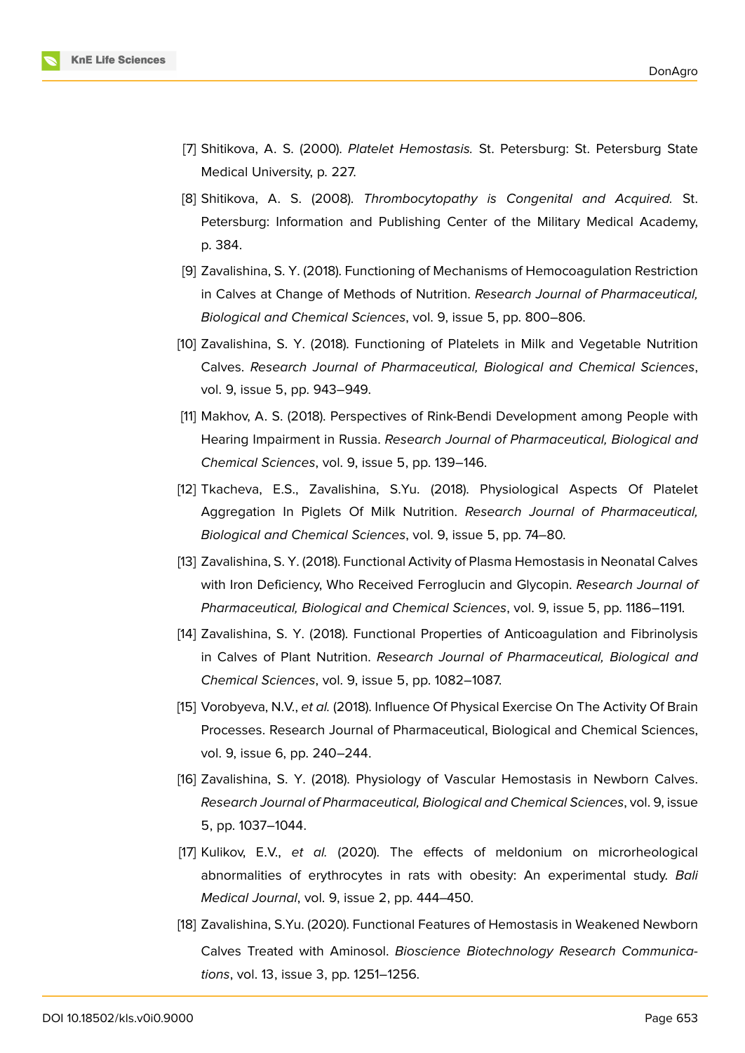[7] Shitikova, A. S. (2000). *Platelet Hemostasis.* St. Petersburg: St. Petersburg State Medical University, p. 227.

[8] Shitikova, A. S. (2008). *Thrombocytopathy is Congenital and Acquired.* St. Petersburg: Information and Publishing Center of the Military Medical Academy, p. 384.

[9] Zavalishina, S. Y. (2018). Functioning of Mechanisms of Hemocoagulation Restriction in Calves at Change of Methods of Nutrition. *Research Journal of Pharmaceutical, Biological and Chemical Sciences*, vol. 9, issue 5, pp. 800–806.

[10] Zavalishina, S. Y. (2018). Functioning of Platelets in Milk and Vegetable Nutrition Calves. *Research Journal of Pharmaceutical, Biological and Chemical Sciences*, vol. 9, issue 5, pp. 943–949.

[11] Makhov, A. S. (2018). Perspectives of Rink-Bendi Development among People with Hearing Impairment in Russia. *Research Journal of Pharmaceutical, Biological and Chemical Sciences*, vol. 9, issue 5, pp. 139–146.

[12] Tkacheva, E.S., Zavalishina, S.Yu. (2018). Physiological Aspects Of Platelet Aggregation In Piglets Of Milk Nutrition. *Research Journal of Pharmaceutical, Biological and Chemical Sciences*, vol. 9, issue 5, pp. 74–80.

[13] Zavalishina, S. Y. (2018). Functional Activity of Plasma Hemostasis in Neonatal Calves with Iron Deficiency, Who Received Ferroglucin and Glycopin. *Research Journal of Pharmaceutical, Biological and Chemical Sciences*, vol. 9, issue 5, pp. 1186–1191.

[14] Zavalishina, S. Y. (2018). Functional Properties of Anticoagulation and Fibrinolysis in Calves of Plant Nutrition. *Research Journal of Pharmaceutical, Biological and Chemical Sciences*, vol. 9, issue 5, pp. 1082–1087.

[15] Vorobyeva, N.V., *et al.* (2018). Influence Of Physical Exercise On The Activity Of Brain Processes. Research Journal of Pharmaceutical, Biological and Chemical Sciences, vol. 9, issue 6, pp. 240–244.

[16] Zavalishina, S. Y. (2018). Physiology of Vascular Hemostasis in Newborn Calves. *Research Journal of Pharmaceutical, Biological and Chemical Sciences*, vol. 9, issue 5, pp. 1037–1044.

[17] Kulikov, E.V., *et al.* (2020). The effects of meldonium on microrheological abnormalities of erythrocytes in rats with obesity: An experimental study. *Bali Medical Journal*, vol. 9, issue 2, pp. 444–450.

[18] Zavalishina, S.Yu. (2020). Functional Features of Hemostasis in Weakened Newborn Calves Treated with Aminosol. *Bioscience Biotechnology Research Communications*, vol. 13, issue 3, pp. 1251–1256.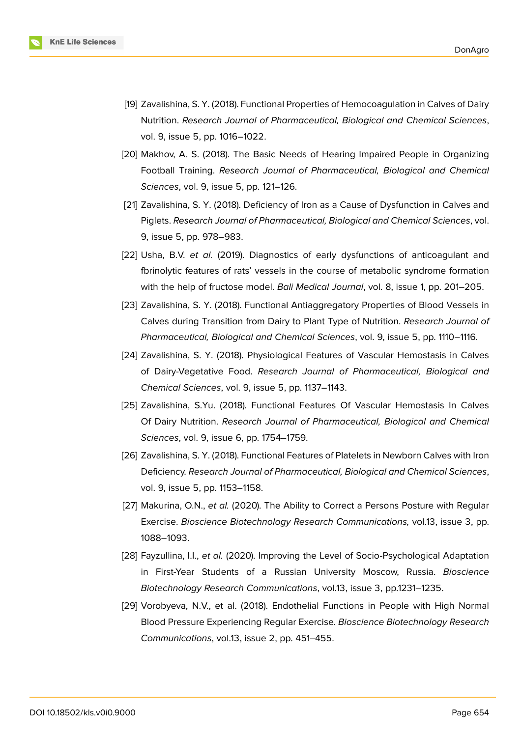[19] Zavalishina, S. Y. (2018). Functional Properties of Hemocoagulation in Calves of Dairy Nutrition. *Research Journal of Pharmaceutical, Biological and Chemical Sciences*, vol. 9, issue 5, pp. 1016–1022.

[20] Makhov, A. S. (2018). The Basic Needs of Hearing Impaired People in Organizing Football Training. *Research Journal of Pharmaceutical, Biological and Chemical Sciences*, vol. 9, issue 5, pp. 121–126.

[21] Zavalishina, S. Y. (2018). Deficiency of Iron as a Cause of Dysfunction in Calves and Piglets. *Research Journal of Pharmaceutical, Biological and Chemical Sciences*, vol. 9, issue 5, pp. 978–983.

[22] Usha, B.V. *et al.* (2019). Diagnostics of early dysfunctions of anticoagulant and fbrinolytic features of rats' vessels in the course of metabolic syndrome formation with the help of fructose model. *Bali Medical Journal*, vol. 8, issue 1, pp. 201–205.

[23] Zavalishina, S. Y. (2018). Functional Antiaggregatory Properties of Blood Vessels in Calves during Transition from Dairy to Plant Type of Nutrition. *Research Journal of Pharmaceutical, Biological and Chemical Sciences*, vol. 9, issue 5, pp. 1110–1116.

[24] Zavalishina, S. Y. (2018). Physiological Features of Vascular Hemostasis in Calves of Dairy-Vegetative Food. *Research Journal of Pharmaceutical, Biological and Chemical Sciences*, vol. 9, issue 5, pp. 1137–1143.

[25] Zavalishina, S.Yu. (2018). Functional Features Of Vascular Hemostasis In Calves Of Dairy Nutrition. *Research Journal of Pharmaceutical, Biological and Chemical Sciences*, vol. 9, issue 6, pp. 1754–1759.

[26] Zavalishina, S. Y. (2018). Functional Features of Platelets in Newborn Calves with Iron Deficiency. *Research Journal of Pharmaceutical, Biological and Chemical Sciences*, vol. 9, issue 5, pp. 1153–1158.

[27] Makurina, O.N., *et al.* (2020). The Ability to Correct a Persons Posture with Regular Exercise. *Bioscience Biotechnology Research Communications,* vol.13, issue 3, pp. 1088–1093.

[28] Fayzullina, I.I., *et al.* (2020). Improving the Level of Socio-Psychological Adaptation in First-Year Students of a Russian University Moscow, Russia. *Bioscience Biotechnology Research Communications*, vol.13, issue 3, pp.1231–1235.

[29] Vorobyeva, N.V., et al. (2018). Endothelial Functions in People with High Normal Blood Pressure Experiencing Regular Exercise. *Bioscience Biotechnology Research Communications*, vol.13, issue 2, pp. 451–455.